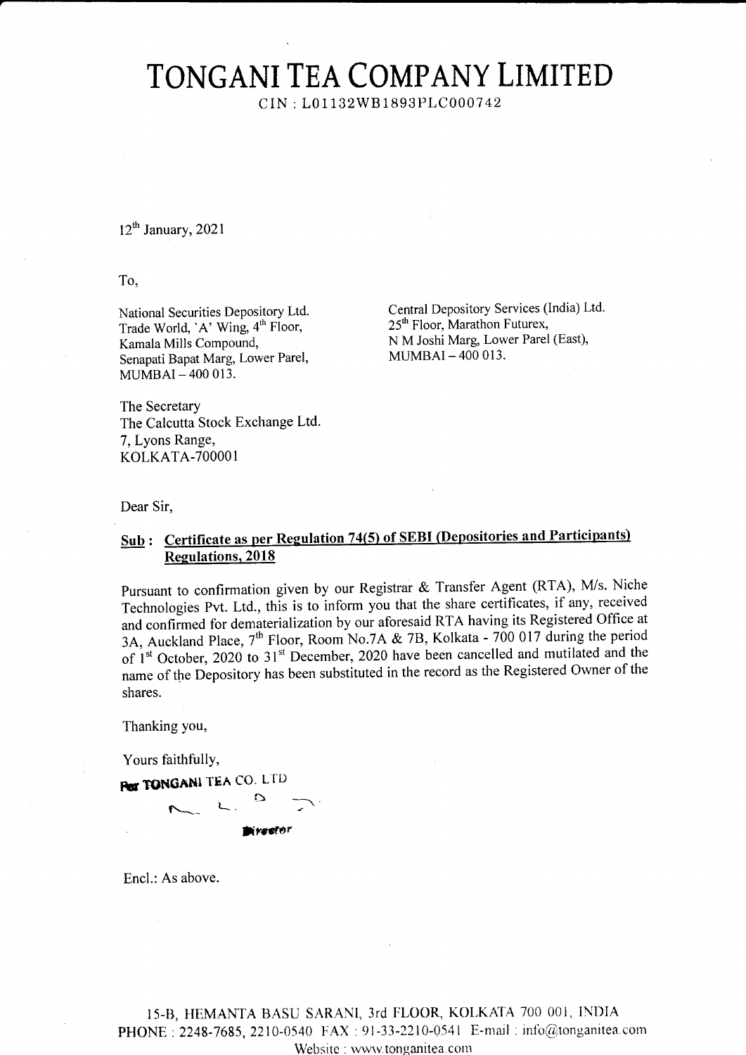# TONGANI TEA COMPANY LIMITED

CIN : L01132WB1893PLC000742

12th January, 2021

To,

National Securities Depository Ltd.
Trade World, 'A' Wing, 4th Floor,
Kamala Mills Compound,
Senapati Bapat Marg, Lower Parel,
MUMBAI – 400 013.

Central Depository Services (India) Ltd.
25th Floor, Marathon Futurex,
N M Joshi Marg, Lower Parel (East),
MUMBAI – 400 013.

The Secretary
The Calcutta Stock Exchange Ltd.
7, Lyons Range,
KOLKATA-700001

Dear Sir,

**Sub : Certificate as per Regulation 74(5) of SEBI (Depositories and Participants) Regulations, 2018**

Pursuant to confirmation given by our Registrar & Transfer Agent (RTA), M/s. Niche Technologies Pvt. Ltd., this is to inform you that the share certificates, if any, received and confirmed for dematerialization by our aforesaid RTA having its Registered Office at 3A, Auckland Place, 7th Floor, Room No.7A & 7B, Kolkata - 700 017 during the period of 1st October, 2020 to 31st December, 2020 have been cancelled and mutilated and the name of the Depository has been substituted in the record as the Registered Owner of the shares.

Thanking you,

Yours faithfully,

For TONGANI TEA CO. LTD

Director

Encl.: As above.

15-B, HEMANTA BASU SARANI, 3rd FLOOR, KOLKATA 700 001, INDIA
PHONE : 2248-7685, 2210-0540 FAX : 91-33-2210-0541 E-mail : info@tonganitea.com
Website : www.tonganitea.com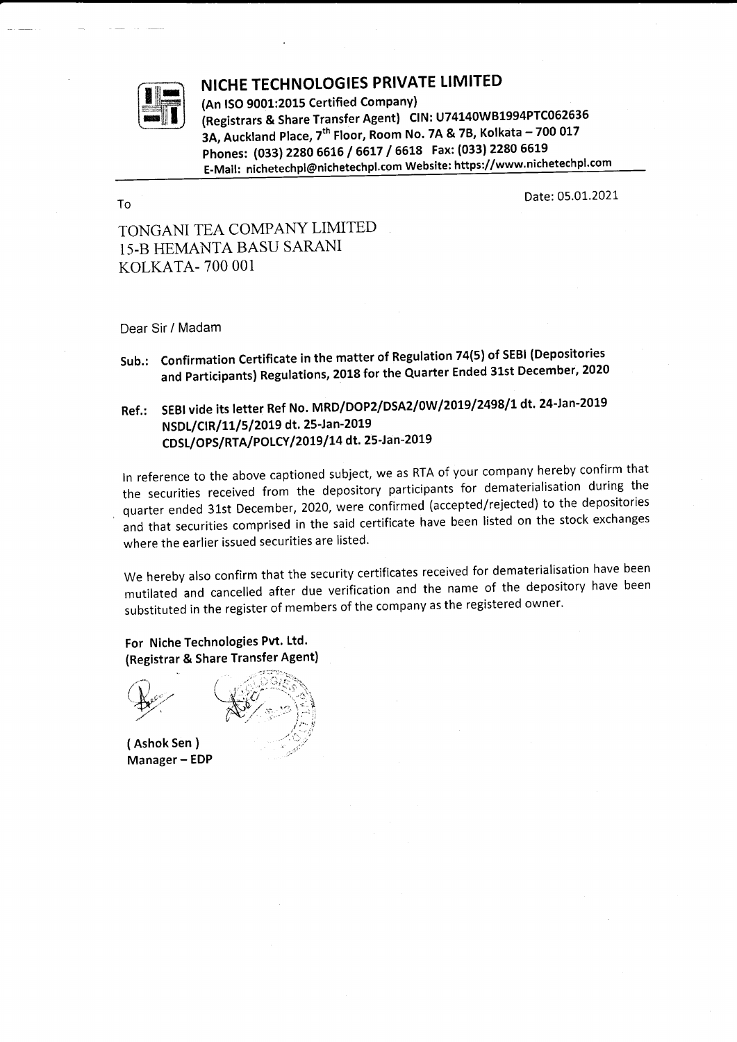# NICHE TECHNOLOGIES PRIVATE LIMITED

**(An ISO 9001:2015 Certified Company)**
**(Registrars & Share Transfer Agent) CIN: U74140WB1994PTC062636**
**3A, Auckland Place, 7th Floor, Room No. 7A & 7B, Kolkata – 700 017**
**Phones: (033) 2280 6616 / 6617 / 6618 Fax: (033) 2280 6619**
**E-Mail: nichetechpl@nichetechpl.com Website: https://www.nichetechpl.com**

To

Date: 05.01.2021

TONGANI TEA COMPANY LIMITED
15-B HEMANTA BASU SARANI
KOLKATA- 700 001

Dear Sir / Madam

**Sub.: Confirmation Certificate in the matter of Regulation 74(5) of SEBI (Depositories and Participants) Regulations, 2018 for the Quarter Ended 31st December, 2020**

**Ref.: SEBI vide its letter Ref No. MRD/DOP2/DSA2/OW/2019/2498/1 dt. 24-Jan-2019**
**NSDL/CIR/11/5/2019 dt. 25-Jan-2019**
**CDSL/OPS/RTA/POLCY/2019/14 dt. 25-Jan-2019**

In reference to the above captioned subject, we as RTA of your company hereby confirm that the securities received from the depository participants for dematerialisation during the quarter ended 31st December, 2020, were confirmed (accepted/rejected) to the depositories and that securities comprised in the said certificate have been listed on the stock exchanges where the earlier issued securities are listed.

We hereby also confirm that the security certificates received for dematerialisation have been mutilated and cancelled after due verification and the name of the depository have been substituted in the register of members of the company as the registered owner.

**For Niche Technologies Pvt. Ltd.**
**(Registrar & Share Transfer Agent)**

**( Ashok Sen )**
**Manager – EDP**